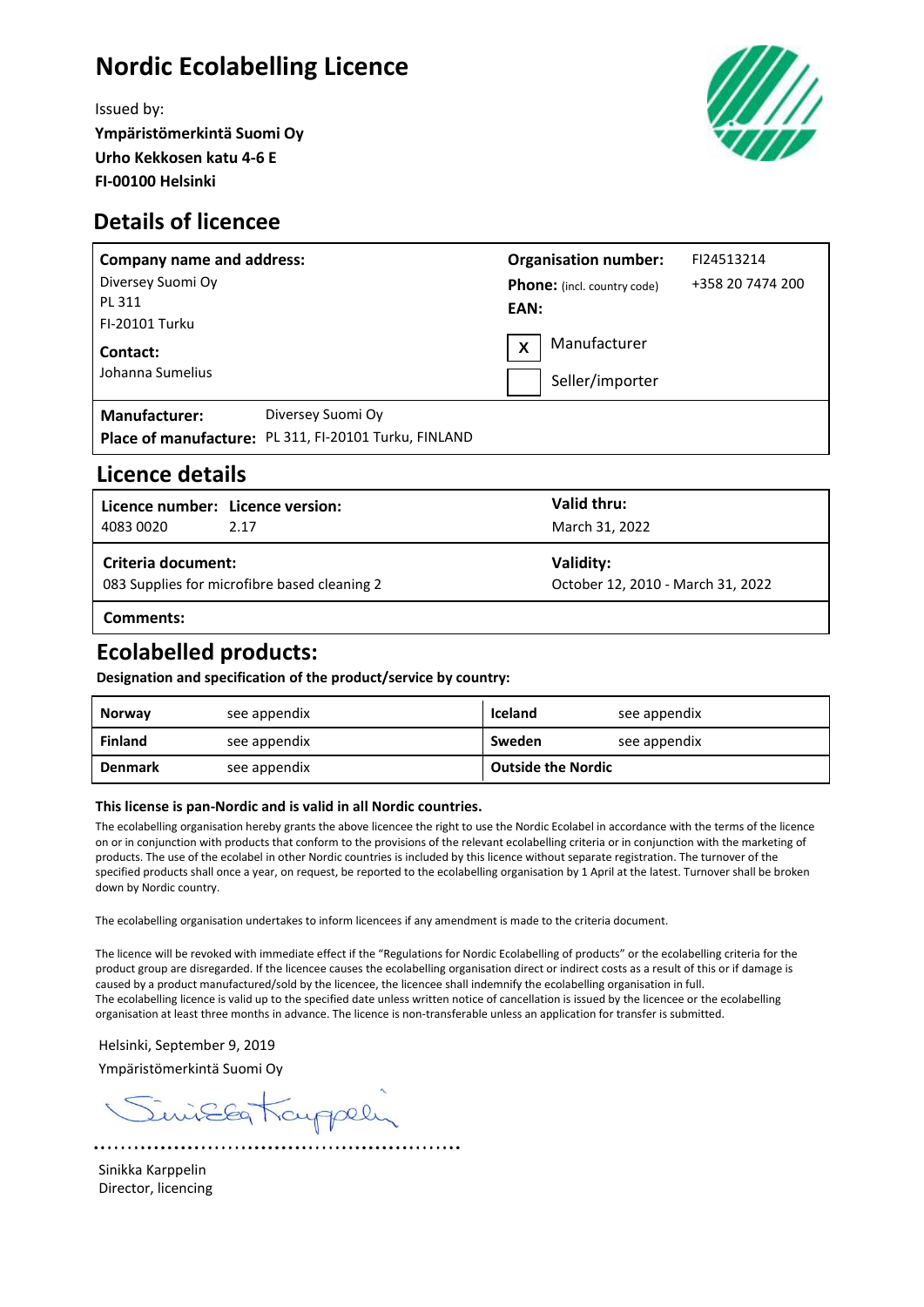# Nordic Ecolabelling Licence

Issued by:
**Ympäristömerkintä Suomi Oy**
**Urho Kekkosen katu 4-6 E**
**FI-00100 Helsinki**

## Details of licencee

| **Company name and address:** | **Organisation number:** | FI24513214 |
|---|---|---|
| Diversey Suomi Oy<br>PL 311<br>FI-20101 Turku | **Phone:** (incl. country code) | +358 20 7474 200 |
| | **EAN:** | |
| **Contact:**<br>Johanna Sumelius | [X] Manufacturer<br>[ ] Seller/importer | |

**Manufacturer:** Diversey Suomi Oy
**Place of manufacture:** PL 311, FI-20101 Turku, FINLAND

## Licence details

| **Licence number:** | **Licence version:** | **Valid thru:** |
|---|---|---|
| 4083 0020 | 2.17 | March 31, 2022 |
| **Criteria document:** | | **Validity:** |
| 083 Supplies for microfibre based cleaning 2 | | October 12, 2010 - March 31, 2022 |
| **Comments:** | | |

## Ecolabelled products:

**Designation and specification of the product/service by country:**

| | | | |
|---|---|---|---|
| **Norway** | see appendix | **Iceland** | see appendix |
| **Finland** | see appendix | **Sweden** | see appendix |
| **Denmark** | see appendix | **Outside the Nordic** | |

**This license is pan-Nordic and is valid in all Nordic countries.**

The ecolabelling organisation hereby grants the above licencee the right to use the Nordic Ecolabel in accordance with the terms of the licence on or in conjunction with products that conform to the provisions of the relevant ecolabelling criteria or in conjunction with the marketing of products. The use of the ecolabel in other Nordic countries is included by this licence without separate registration. The turnover of the specified products shall once a year, on request, be reported to the ecolabelling organisation by 1 April at the latest. Turnover shall be broken down by Nordic country.

The ecolabelling organisation undertakes to inform licencees if any amendment is made to the criteria document.

The licence will be revoked with immediate effect if the "Regulations for Nordic Ecolabelling of products" or the ecolabelling criteria for the product group are disregarded. If the licencee causes the ecolabelling organisation direct or indirect costs as a result of this or if damage is caused by a product manufactured/sold by the licencee, the licencee shall indemnify the ecolabelling organisation in full.
The ecolabelling licence is valid up to the specified date unless written notice of cancellation is issued by the licencee or the ecolabelling organisation at least three months in advance. The licence is non-transferable unless an application for transfer is submitted.

Helsinki, September 9, 2019
Ympäristömerkintä Suomi Oy

Sinikka Karppelin
Director, licencing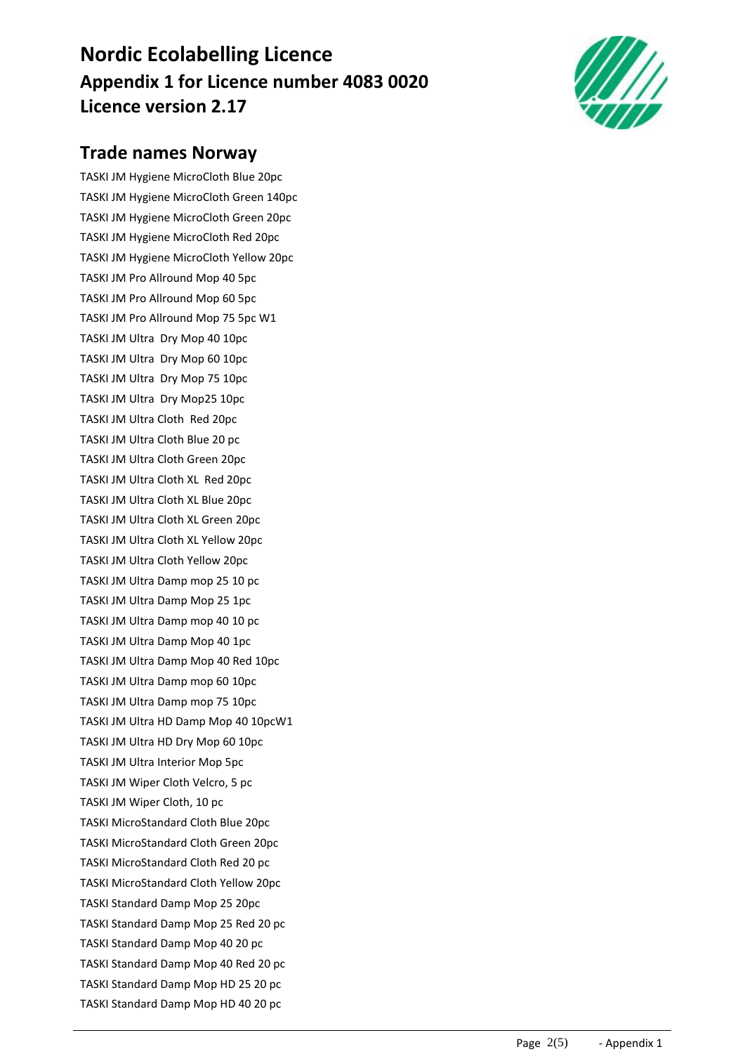# Nordic Ecolabelling Licence

## Appendix 1 for Licence number 4083 0020

## Licence version 2.17

## Trade names Norway

TASKI JM Hygiene MicroCloth Blue 20pc

TASKI JM Hygiene MicroCloth Green 140pc

TASKI JM Hygiene MicroCloth Green 20pc

TASKI JM Hygiene MicroCloth Red 20pc

TASKI JM Hygiene MicroCloth Yellow 20pc

TASKI JM Pro Allround Mop 40 5pc

TASKI JM Pro Allround Mop 60 5pc

TASKI JM Pro Allround Mop 75 5pc W1

TASKI JM Ultra  Dry Mop 40 10pc

TASKI JM Ultra  Dry Mop 60 10pc

TASKI JM Ultra  Dry Mop 75 10pc

TASKI JM Ultra  Dry Mop25 10pc

TASKI JM Ultra Cloth  Red 20pc

TASKI JM Ultra Cloth Blue 20 pc

TASKI JM Ultra Cloth Green 20pc

TASKI JM Ultra Cloth XL  Red 20pc

TASKI JM Ultra Cloth XL Blue 20pc

TASKI JM Ultra Cloth XL Green 20pc

TASKI JM Ultra Cloth XL Yellow 20pc

TASKI JM Ultra Cloth Yellow 20pc

TASKI JM Ultra Damp mop 25 10 pc

TASKI JM Ultra Damp Mop 25 1pc

TASKI JM Ultra Damp mop 40 10 pc

TASKI JM Ultra Damp Mop 40 1pc

TASKI JM Ultra Damp Mop 40 Red 10pc

TASKI JM Ultra Damp mop 60 10pc

TASKI JM Ultra Damp mop 75 10pc

TASKI JM Ultra HD Damp Mop 40 10pcW1

TASKI JM Ultra HD Dry Mop 60 10pc

TASKI JM Ultra Interior Mop 5pc

TASKI JM Wiper Cloth Velcro, 5 pc

TASKI JM Wiper Cloth, 10 pc

TASKI MicroStandard Cloth Blue 20pc

TASKI MicroStandard Cloth Green 20pc

TASKI MicroStandard Cloth Red 20 pc

TASKI MicroStandard Cloth Yellow 20pc

TASKI Standard Damp Mop 25 20pc

TASKI Standard Damp Mop 25 Red 20 pc

TASKI Standard Damp Mop 40 20 pc

TASKI Standard Damp Mop 40 Red 20 pc

TASKI Standard Damp Mop HD 25 20 pc

TASKI Standard Damp Mop HD 40 20 pc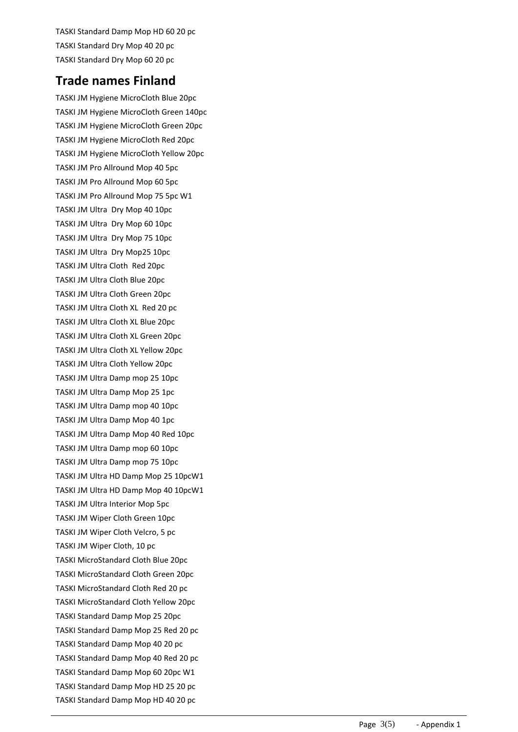TASKI Standard Damp Mop HD 60 20 pc

TASKI Standard Dry Mop 40 20 pc

TASKI Standard Dry Mop 60 20 pc

## Trade names Finland

TASKI JM Hygiene MicroCloth Blue 20pc

TASKI JM Hygiene MicroCloth Green 140pc

TASKI JM Hygiene MicroCloth Green 20pc

TASKI JM Hygiene MicroCloth Red 20pc

TASKI JM Hygiene MicroCloth Yellow 20pc

TASKI JM Pro Allround Mop 40 5pc

TASKI JM Pro Allround Mop 60 5pc

TASKI JM Pro Allround Mop 75 5pc W1

TASKI JM Ultra  Dry Mop 40 10pc

TASKI JM Ultra  Dry Mop 60 10pc

TASKI JM Ultra  Dry Mop 75 10pc

TASKI JM Ultra  Dry Mop25 10pc

TASKI JM Ultra Cloth  Red 20pc

TASKI JM Ultra Cloth Blue 20pc

TASKI JM Ultra Cloth Green 20pc

TASKI JM Ultra Cloth XL  Red 20 pc

TASKI JM Ultra Cloth XL Blue 20pc

TASKI JM Ultra Cloth XL Green 20pc

TASKI JM Ultra Cloth XL Yellow 20pc

TASKI JM Ultra Cloth Yellow 20pc

TASKI JM Ultra Damp mop 25 10pc

TASKI JM Ultra Damp Mop 25 1pc

TASKI JM Ultra Damp mop 40 10pc

TASKI JM Ultra Damp Mop 40 1pc

TASKI JM Ultra Damp Mop 40 Red 10pc

TASKI JM Ultra Damp mop 60 10pc

TASKI JM Ultra Damp mop 75 10pc

TASKI JM Ultra HD Damp Mop 25 10pcW1

TASKI JM Ultra HD Damp Mop 40 10pcW1

TASKI JM Ultra Interior Mop 5pc

TASKI JM Wiper Cloth Green 10pc

TASKI JM Wiper Cloth Velcro, 5 pc

TASKI JM Wiper Cloth, 10 pc

TASKI MicroStandard Cloth Blue 20pc

TASKI MicroStandard Cloth Green 20pc

TASKI MicroStandard Cloth Red 20 pc

TASKI MicroStandard Cloth Yellow 20pc

TASKI Standard Damp Mop 25 20pc

TASKI Standard Damp Mop 25 Red 20 pc

TASKI Standard Damp Mop 40 20 pc

TASKI Standard Damp Mop 40 Red 20 pc

TASKI Standard Damp Mop 60 20pc W1

TASKI Standard Damp Mop HD 25 20 pc

TASKI Standard Damp Mop HD 40 20 pc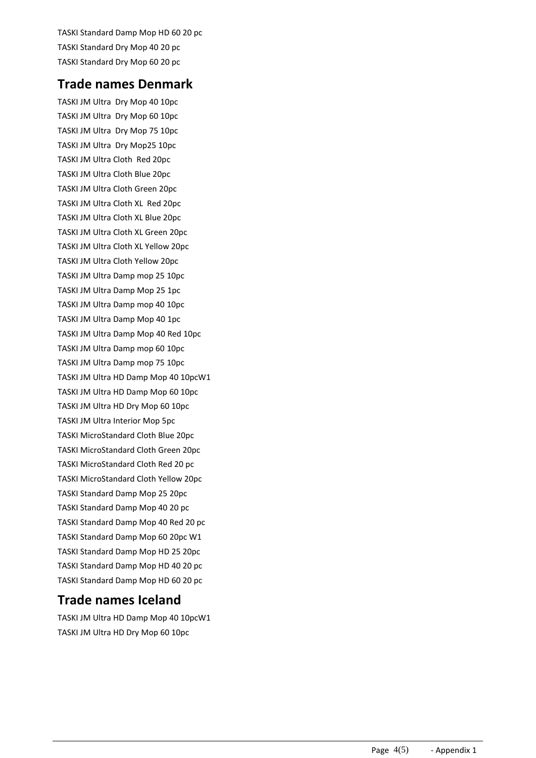TASKI Standard Damp Mop HD 60 20 pc

TASKI Standard Dry Mop 40 20 pc

TASKI Standard Dry Mop 60 20 pc

## Trade names Denmark

TASKI JM Ultra Dry Mop 40 10pc

TASKI JM Ultra Dry Mop 60 10pc

TASKI JM Ultra Dry Mop 75 10pc

TASKI JM Ultra Dry Mop25 10pc

TASKI JM Ultra Cloth Red 20pc

TASKI JM Ultra Cloth Blue 20pc

TASKI JM Ultra Cloth Green 20pc

TASKI JM Ultra Cloth XL Red 20pc

TASKI JM Ultra Cloth XL Blue 20pc

TASKI JM Ultra Cloth XL Green 20pc

TASKI JM Ultra Cloth XL Yellow 20pc

TASKI JM Ultra Cloth Yellow 20pc

TASKI JM Ultra Damp mop 25 10pc

TASKI JM Ultra Damp Mop 25 1pc

TASKI JM Ultra Damp mop 40 10pc

TASKI JM Ultra Damp Mop 40 1pc

TASKI JM Ultra Damp Mop 40 Red 10pc

TASKI JM Ultra Damp mop 60 10pc

TASKI JM Ultra Damp mop 75 10pc

TASKI JM Ultra HD Damp Mop 40 10pcW1

TASKI JM Ultra HD Damp Mop 60 10pc

TASKI JM Ultra HD Dry Mop 60 10pc

TASKI JM Ultra Interior Mop 5pc

TASKI MicroStandard Cloth Blue 20pc

TASKI MicroStandard Cloth Green 20pc

TASKI MicroStandard Cloth Red 20 pc

TASKI MicroStandard Cloth Yellow 20pc

TASKI Standard Damp Mop 25 20pc

TASKI Standard Damp Mop 40 20 pc

TASKI Standard Damp Mop 40 Red 20 pc

TASKI Standard Damp Mop 60 20pc W1

TASKI Standard Damp Mop HD 25 20pc

TASKI Standard Damp Mop HD 40 20 pc

TASKI Standard Damp Mop HD 60 20 pc

## Trade names Iceland

TASKI JM Ultra HD Damp Mop 40 10pcW1

TASKI JM Ultra HD Dry Mop 60 10pc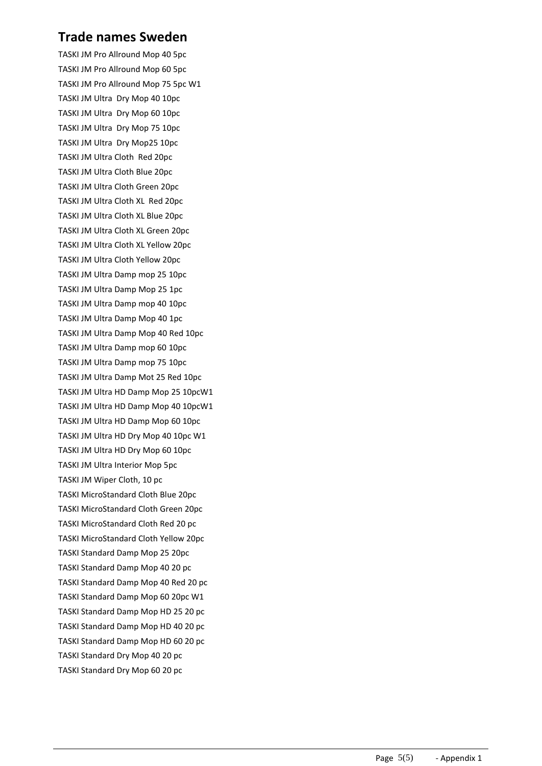## Trade names Sweden

TASKI JM Pro Allround Mop 40 5pc
TASKI JM Pro Allround Mop 60 5pc
TASKI JM Pro Allround Mop 75 5pc W1
TASKI JM Ultra Dry Mop 40 10pc
TASKI JM Ultra Dry Mop 60 10pc
TASKI JM Ultra Dry Mop 75 10pc
TASKI JM Ultra Dry Mop25 10pc
TASKI JM Ultra Cloth Red 20pc
TASKI JM Ultra Cloth Blue 20pc
TASKI JM Ultra Cloth Green 20pc
TASKI JM Ultra Cloth XL Red 20pc
TASKI JM Ultra Cloth XL Blue 20pc
TASKI JM Ultra Cloth XL Green 20pc
TASKI JM Ultra Cloth XL Yellow 20pc
TASKI JM Ultra Cloth Yellow 20pc
TASKI JM Ultra Damp mop 25 10pc
TASKI JM Ultra Damp Mop 25 1pc
TASKI JM Ultra Damp mop 40 10pc
TASKI JM Ultra Damp Mop 40 1pc
TASKI JM Ultra Damp Mop 40 Red 10pc
TASKI JM Ultra Damp mop 60 10pc
TASKI JM Ultra Damp mop 75 10pc
TASKI JM Ultra Damp Mot 25 Red 10pc
TASKI JM Ultra HD Damp Mop 25 10pcW1
TASKI JM Ultra HD Damp Mop 40 10pcW1
TASKI JM Ultra HD Damp Mop 60 10pc
TASKI JM Ultra HD Dry Mop 40 10pc W1
TASKI JM Ultra HD Dry Mop 60 10pc
TASKI JM Ultra Interior Mop 5pc
TASKI JM Wiper Cloth, 10 pc
TASKI MicroStandard Cloth Blue 20pc
TASKI MicroStandard Cloth Green 20pc
TASKI MicroStandard Cloth Red 20 pc
TASKI MicroStandard Cloth Yellow 20pc
TASKI Standard Damp Mop 25 20pc
TASKI Standard Damp Mop 40 20 pc
TASKI Standard Damp Mop 40 Red 20 pc
TASKI Standard Damp Mop 60 20pc W1
TASKI Standard Damp Mop HD 25 20 pc
TASKI Standard Damp Mop HD 40 20 pc
TASKI Standard Damp Mop HD 60 20 pc
TASKI Standard Dry Mop 40 20 pc
TASKI Standard Dry Mop 60 20 pc